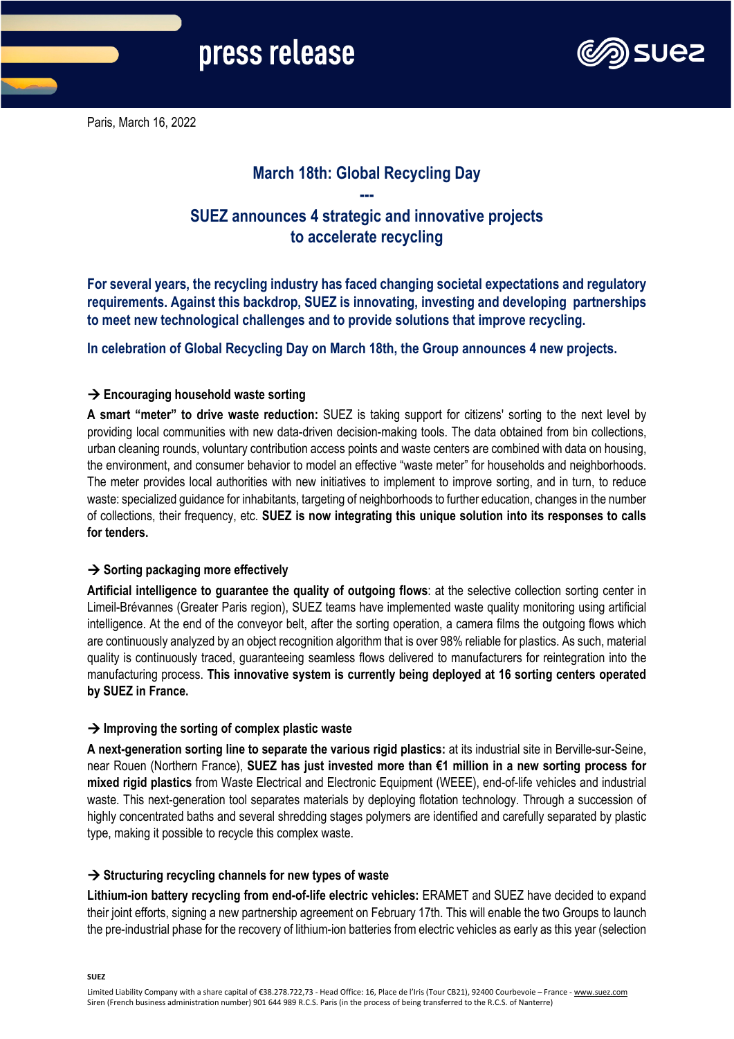Paris, March 16, 2022

# March 18th: Global Recycling Day

---

## SUEZ announces 4 strategic and innovative projects to accelerate recycling

**For several years, the recycling industry has faced changing societal expectations and regulatory requirements. Against this backdrop, SUEZ is innovating, investing and developing partnerships to meet new technological challenges and to provide solutions that improve recycling.**

**In celebration of Global Recycling Day on March 18th, the Group announces 4 new projects.**

### → Encouraging household waste sorting

**A smart "meter" to drive waste reduction:** SUEZ is taking support for citizens' sorting to the next level by providing local communities with new data-driven decision-making tools. The data obtained from bin collections, urban cleaning rounds, voluntary contribution access points and waste centers are combined with data on housing, the environment, and consumer behavior to model an effective "waste meter" for households and neighborhoods. The meter provides local authorities with new initiatives to implement to improve sorting, and in turn, to reduce waste: specialized guidance for inhabitants, targeting of neighborhoods to further education, changes in the number of collections, their frequency, etc. **SUEZ is now integrating this unique solution into its responses to calls for tenders.**

### → Sorting packaging more effectively

**Artificial intelligence to guarantee the quality of outgoing flows**: at the selective collection sorting center in Limeil-Brévannes (Greater Paris region), SUEZ teams have implemented waste quality monitoring using artificial intelligence. At the end of the conveyor belt, after the sorting operation, a camera films the outgoing flows which are continuously analyzed by an object recognition algorithm that is over 98% reliable for plastics. As such, material quality is continuously traced, guaranteeing seamless flows delivered to manufacturers for reintegration into the manufacturing process. **This innovative system is currently being deployed at 16 sorting centers operated by SUEZ in France.**

### → Improving the sorting of complex plastic waste

**A next-generation sorting line to separate the various rigid plastics:** at its industrial site in Berville-sur-Seine, near Rouen (Northern France), **SUEZ has just invested more than €1 million in a new sorting process for mixed rigid plastics** from Waste Electrical and Electronic Equipment (WEEE), end-of-life vehicles and industrial waste. This next-generation tool separates materials by deploying flotation technology. Through a succession of highly concentrated baths and several shredding stages polymers are identified and carefully separated by plastic type, making it possible to recycle this complex waste.

### → Structuring recycling channels for new types of waste

**Lithium-ion battery recycling from end-of-life electric vehicles:** ERAMET and SUEZ have decided to expand their joint efforts, signing a new partnership agreement on February 17th. This will enable the two Groups to launch the pre-industrial phase for the recovery of lithium-ion batteries from electric vehicles as early as this year (selection

SUEZ

Limited Liability Company with a share capital of €38.278.722,73 - Head Office: 16, Place de l'Iris (Tour CB21), 92400 Courbevoie – France - www.suez.com
Siren (French business administration number) 901 644 989 R.C.S. Paris (in the process of being transferred to the R.C.S. of Nanterre)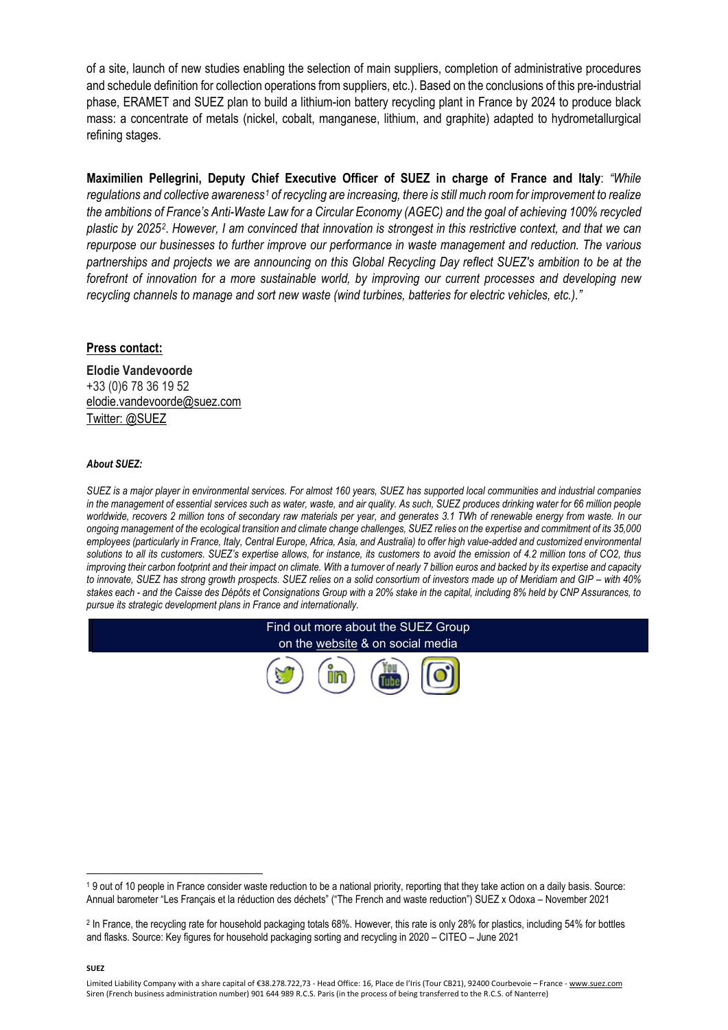of a site, launch of new studies enabling the selection of main suppliers, completion of administrative procedures and schedule definition for collection operations from suppliers, etc.). Based on the conclusions of this pre-industrial phase, ERAMET and SUEZ plan to build a lithium-ion battery recycling plant in France by 2024 to produce black mass: a concentrate of metals (nickel, cobalt, manganese, lithium, and graphite) adapted to hydrometallurgical refining stages.

**Maximilien Pellegrini, Deputy Chief Executive Officer of SUEZ in charge of France and Italy**: *"While regulations and collective awareness[1] of recycling are increasing, there is still much room for improvement to realize the ambitions of France's Anti-Waste Law for a Circular Economy (AGEC) and the goal of achieving 100% recycled plastic by 2025[2]. However, I am convinced that innovation is strongest in this restrictive context, and that we can repurpose our businesses to further improve our performance in waste management and reduction. The various partnerships and projects we are announcing on this Global Recycling Day reflect SUEZ's ambition to be at the forefront of innovation for a more sustainable world, by improving our current processes and developing new recycling channels to manage and sort new waste (wind turbines, batteries for electric vehicles, etc.)."*

**Press contact:**

**Elodie Vandevoorde**
+33 (0)6 78 36 19 52
elodie.vandevoorde@suez.com
Twitter: @SUEZ

***About SUEZ:***

*SUEZ is a major player in environmental services. For almost 160 years, SUEZ has supported local communities and industrial companies in the management of essential services such as water, waste, and air quality. As such, SUEZ produces drinking water for 66 million people worldwide, recovers 2 million tons of secondary raw materials per year, and generates 3.1 TWh of renewable energy from waste. In our ongoing management of the ecological transition and climate change challenges, SUEZ relies on the expertise and commitment of its 35,000 employees (particularly in France, Italy, Central Europe, Africa, Asia, and Australia) to offer high value-added and customized environmental solutions to all its customers. SUEZ's expertise allows, for instance, its customers to avoid the emission of 4.2 million tons of CO2, thus improving their carbon footprint and their impact on climate. With a turnover of nearly 7 billion euros and backed by its expertise and capacity to innovate, SUEZ has strong growth prospects. SUEZ relies on a solid consortium of investors made up of Meridiam and GIP – with 40% stakes each - and the Caisse des Dépôts et Consignations Group with a 20% stake in the capital, including 8% held by CNP Assurances, to pursue its strategic development plans in France and internationally.*

Find out more about the SUEZ Group on the website & on social media

[1] 9 out of 10 people in France consider waste reduction to be a national priority, reporting that they take action on a daily basis. Source: Annual barometer "Les Français et la réduction des déchets" ("The French and waste reduction") SUEZ x Odoxa – November 2021

[2] In France, the recycling rate for household packaging totals 68%. However, this rate is only 28% for plastics, including 54% for bottles and flasks. Source: Key figures for household packaging sorting and recycling in 2020 – CITEO – June 2021

**SUEZ**

Limited Liability Company with a share capital of €38.278.722,73 - Head Office: 16, Place de l'Iris (Tour CB21), 92400 Courbevoie – France - www.suez.com
Siren (French business administration number) 901 644 989 R.C.S. Paris (in the process of being transferred to the R.C.S. of Nanterre)